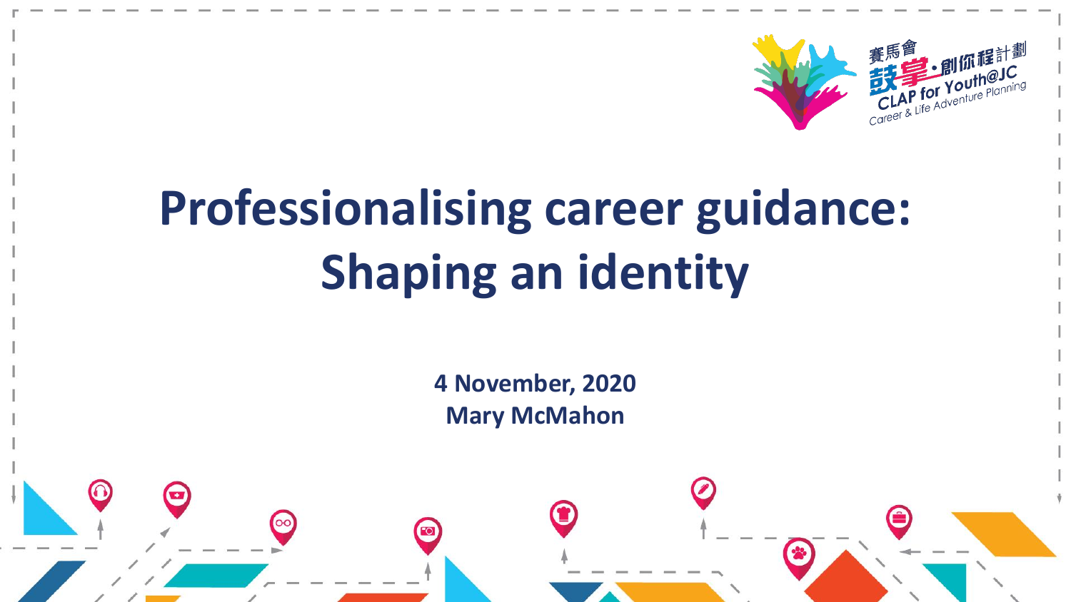# Professionalising career guidance: Shaping an identity

**4 November, 2020**
**Mary McMahon**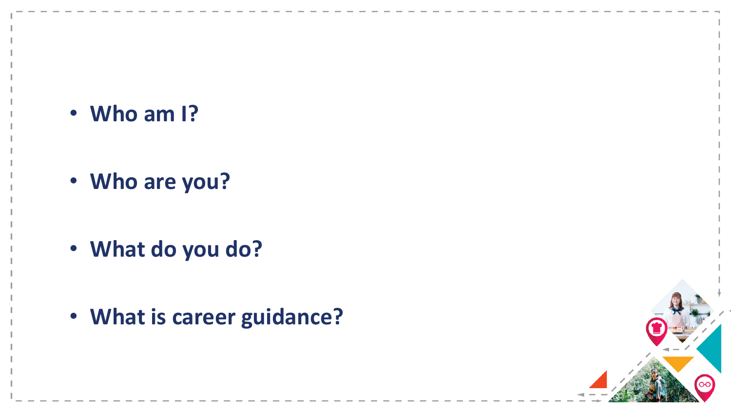- **Who am I?**
- **Who are you?**
- **What do you do?**
- **What is career guidance?**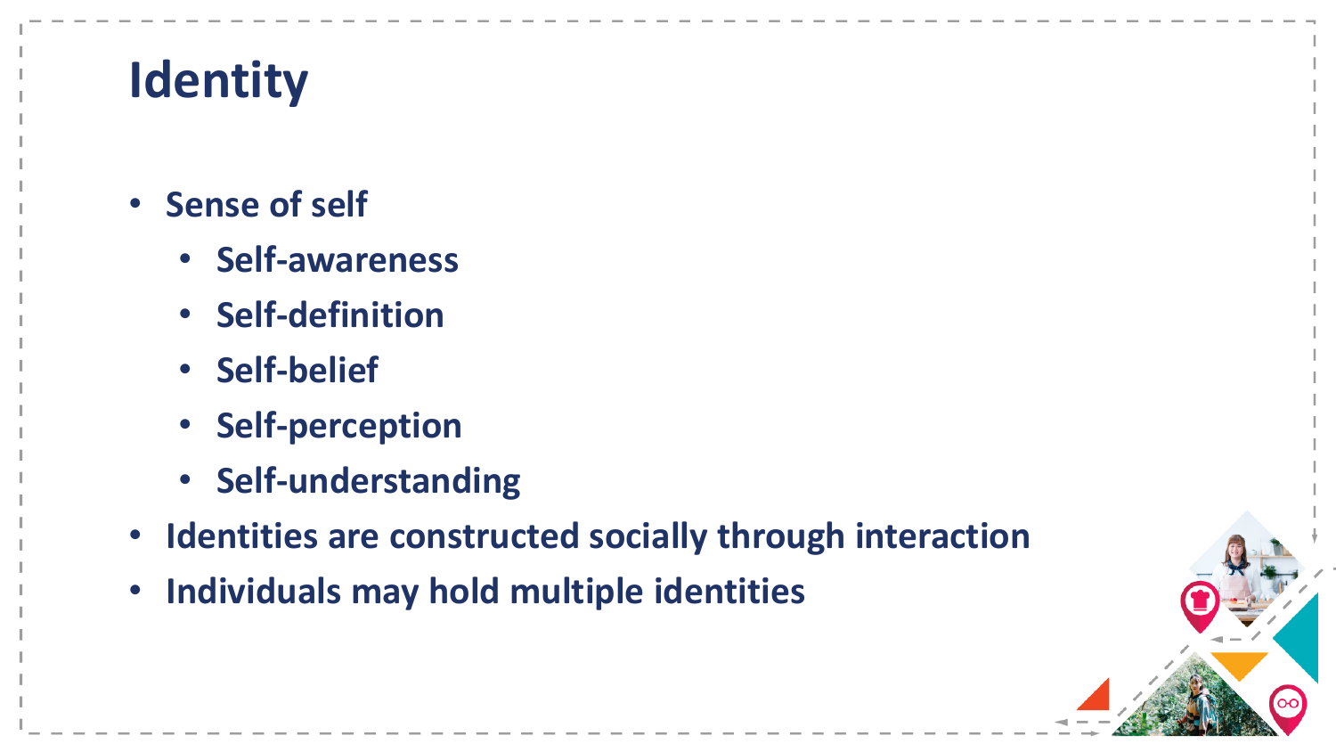# Identity

- Sense of self
  - Self-awareness
  - Self-definition
  - Self-belief
  - Self-perception
  - Self-understanding
- Identities are constructed socially through interaction
- Individuals may hold multiple identities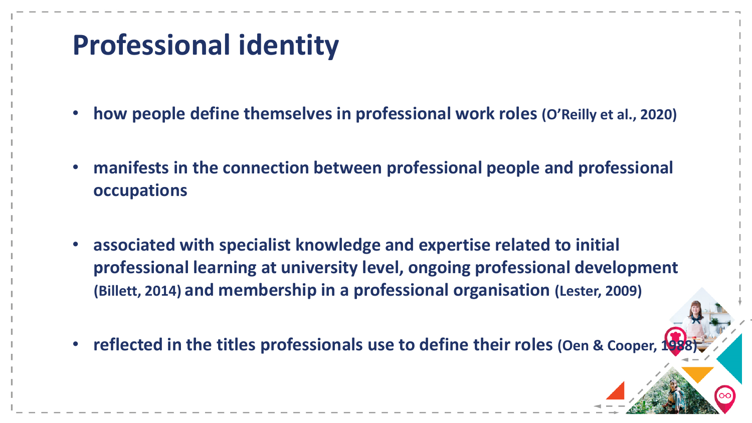# Professional identity

- **how people define themselves in professional work roles (O'Reilly et al., 2020)**
- **manifests in the connection between professional people and professional occupations**
- **associated with specialist knowledge and expertise related to initial professional learning at university level, ongoing professional development (Billett, 2014) and membership in a professional organisation (Lester, 2009)**
- **reflected in the titles professionals use to define their roles (Oen & Cooper, 1988)**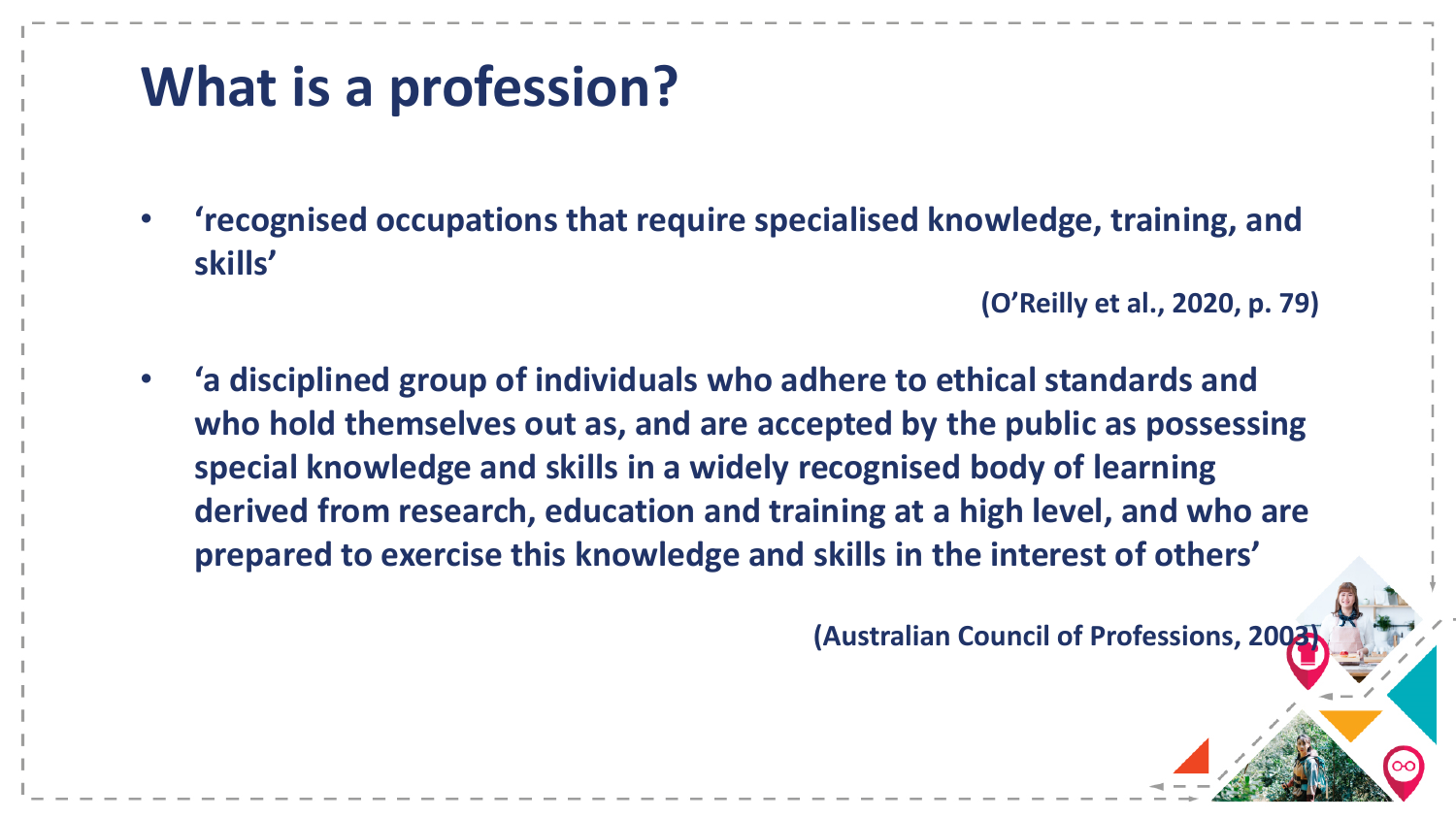# What is a profession?

- **'recognised occupations that require specialised knowledge, training, and skills'**

  **(O'Reilly et al., 2020, p. 79)**

- **'a disciplined group of individuals who adhere to ethical standards and who hold themselves out as, and are accepted by the public as possessing special knowledge and skills in a widely recognised body of learning derived from research, education and training at a high level, and who are prepared to exercise this knowledge and skills in the interest of others'**

  **(Australian Council of Professions, 2003)**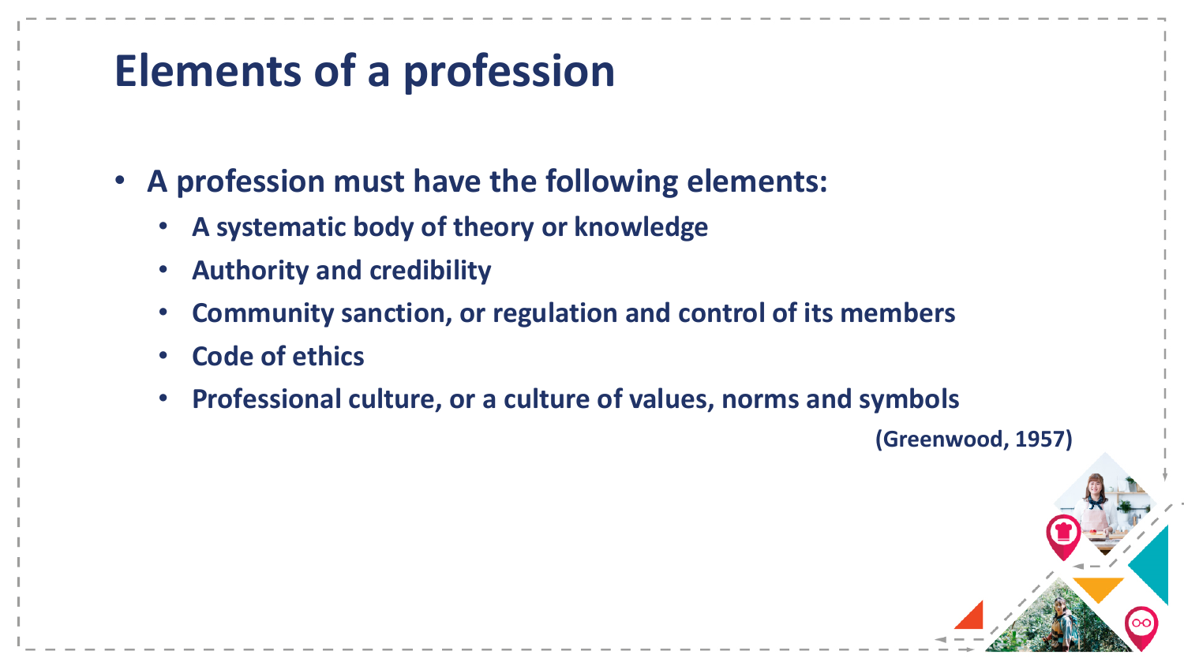# Elements of a profession

- A profession must have the following elements:
  - A systematic body of theory or knowledge
  - Authority and credibility
  - Community sanction, or regulation and control of its members
  - Code of ethics
  - Professional culture, or a culture of values, norms and symbols

(Greenwood, 1957)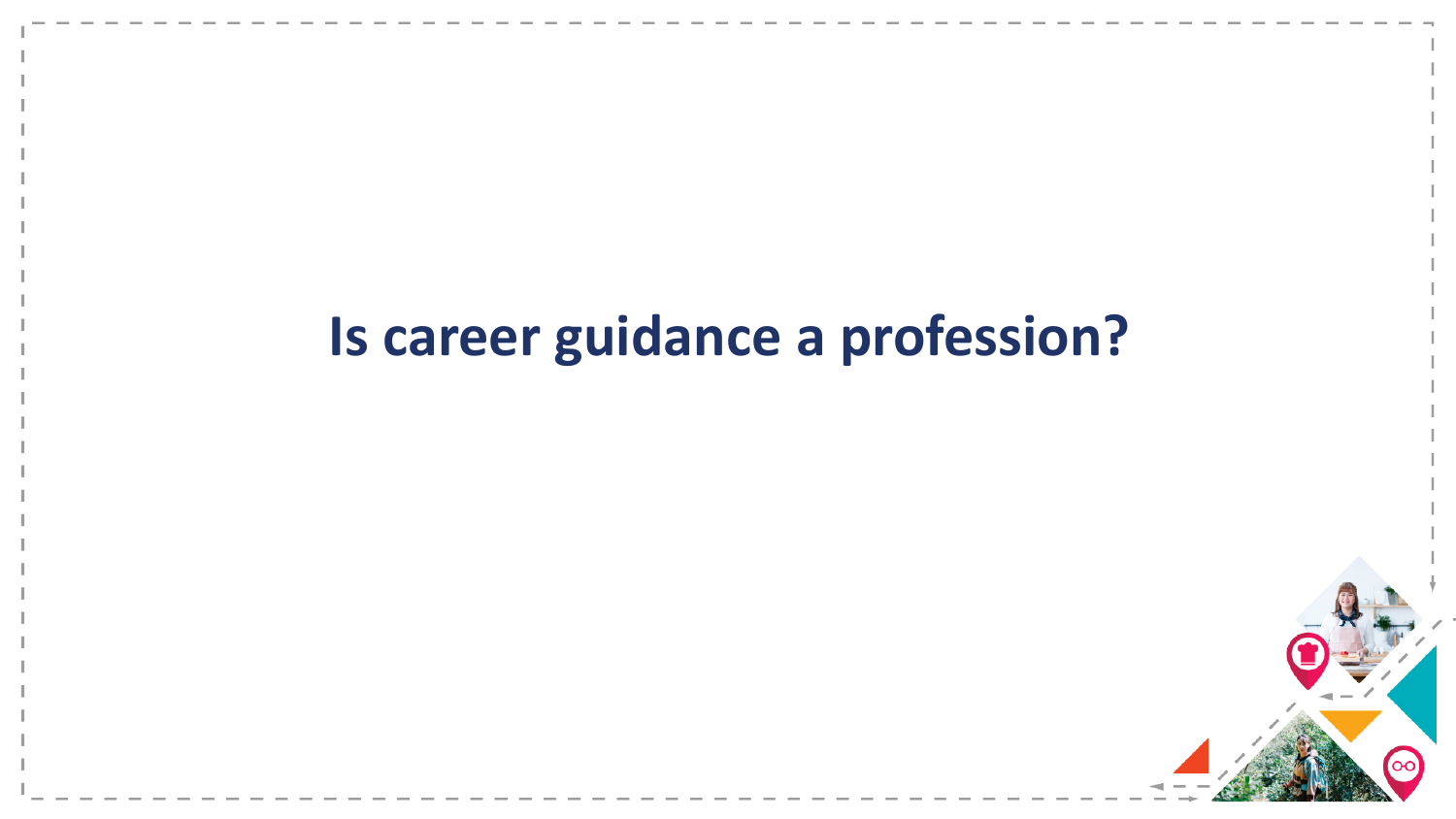# Is career guidance a profession?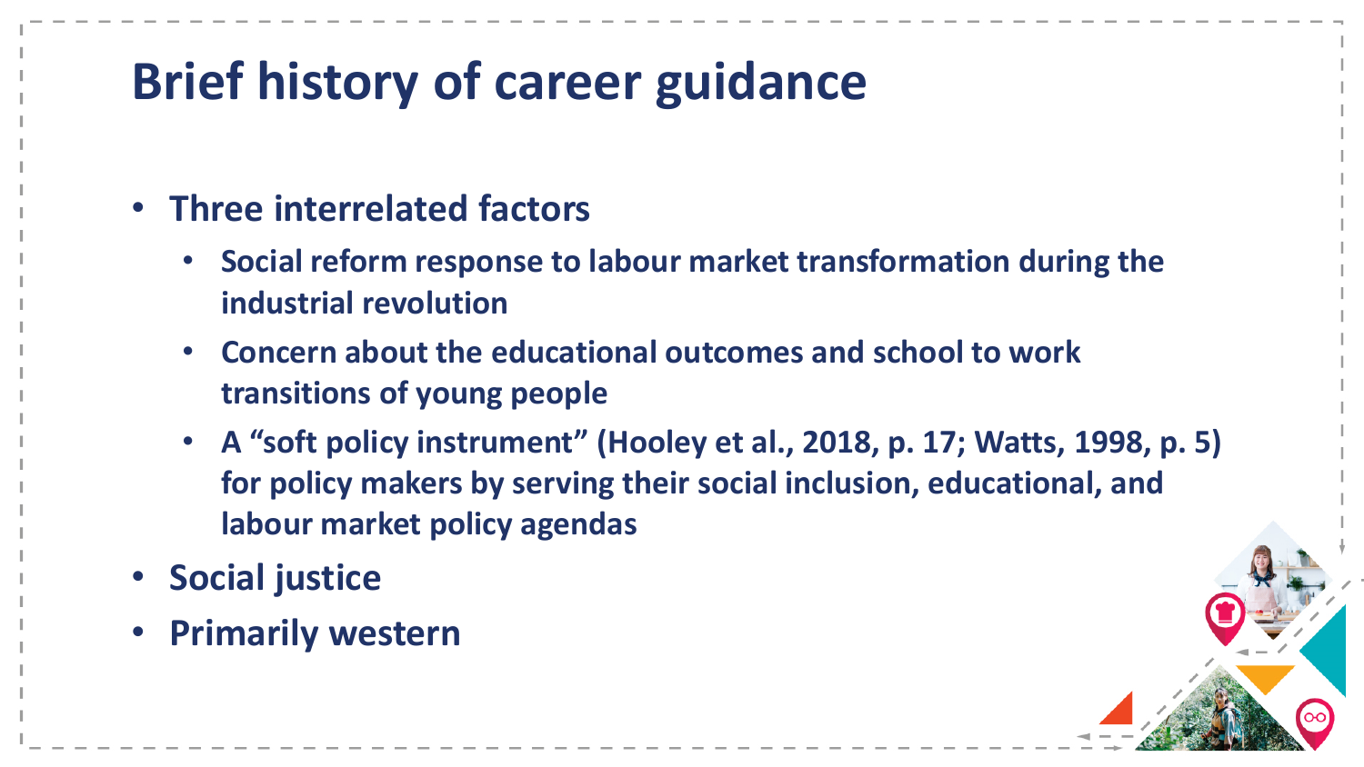# Brief history of career guidance

- Three interrelated factors
  - Social reform response to labour market transformation during the industrial revolution
  - Concern about the educational outcomes and school to work transitions of young people
  - A "soft policy instrument" (Hooley et al., 2018, p. 17; Watts, 1998, p. 5) for policy makers by serving their social inclusion, educational, and labour market policy agendas
- Social justice
- Primarily western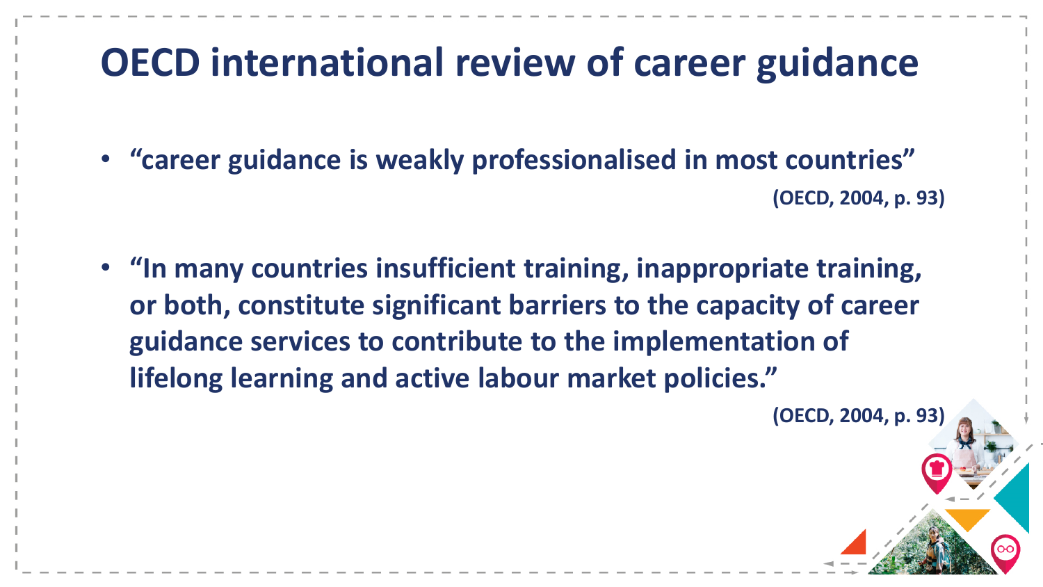# OECD international review of career guidance

- **"career guidance is weakly professionalised in most countries"**

  **(OECD, 2004, p. 93)**

- **"In many countries insufficient training, inappropriate training, or both, constitute significant barriers to the capacity of career guidance services to contribute to the implementation of lifelong learning and active labour market policies."**

  **(OECD, 2004, p. 93)**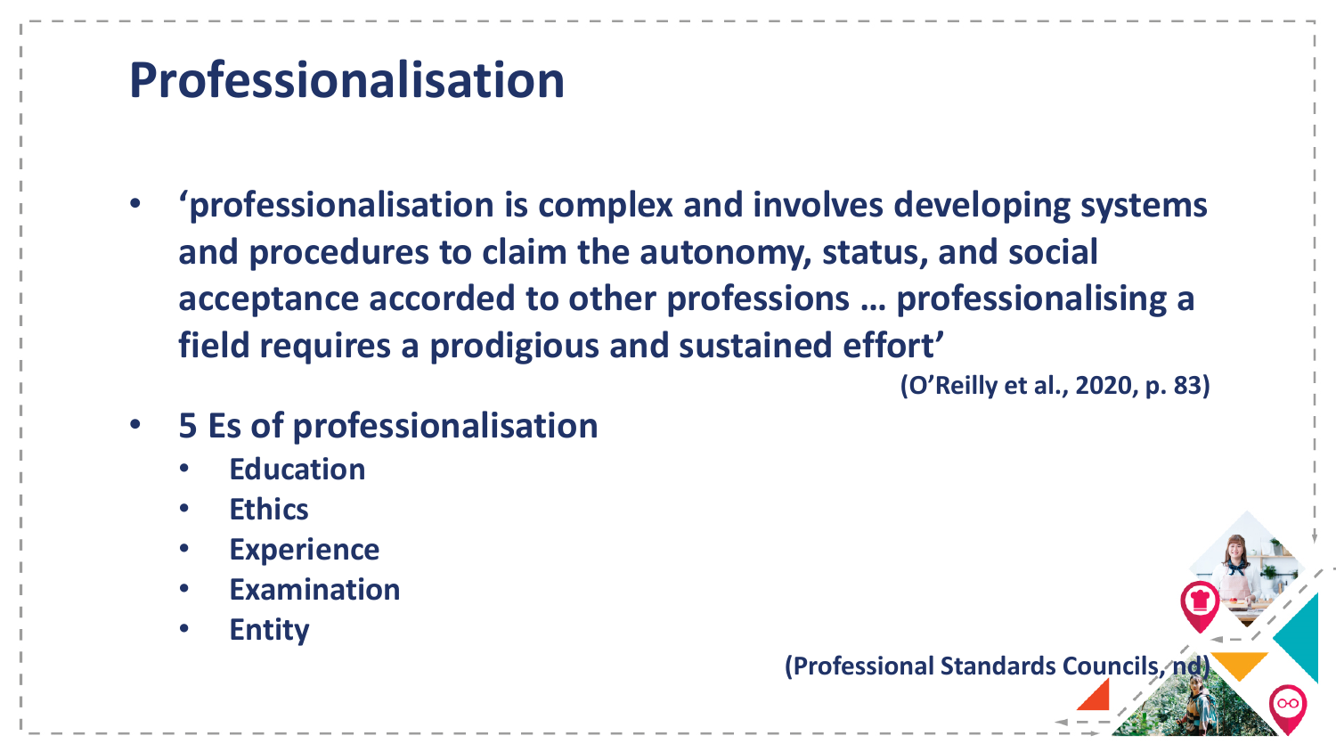# Professionalisation

- **'professionalisation is complex and involves developing systems and procedures to claim the autonomy, status, and social acceptance accorded to other professions … professionalising a field requires a prodigious and sustained effort'**

  **(O'Reilly et al., 2020, p. 83)**

- **5 Es of professionalisation**
  - **Education**
  - **Ethics**
  - **Experience**
  - **Examination**
  - **Entity**

**(Professional Standards Councils, nd)**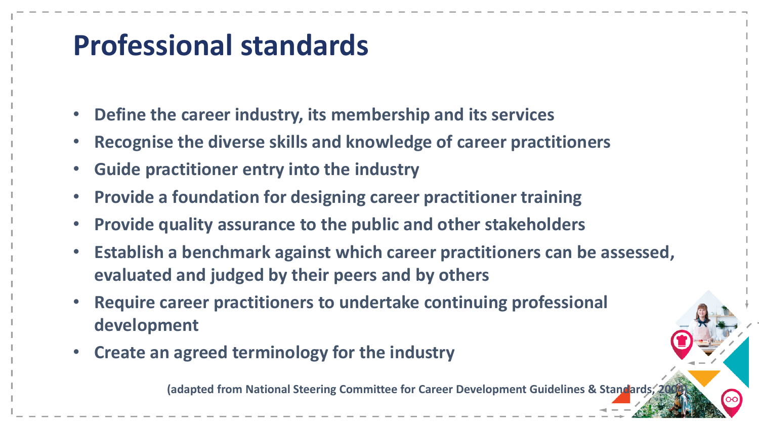# Professional standards

- Define the career industry, its membership and its services
- Recognise the diverse skills and knowledge of career practitioners
- Guide practitioner entry into the industry
- Provide a foundation for designing career practitioner training
- Provide quality assurance to the public and other stakeholders
- Establish a benchmark against which career practitioners can be assessed, evaluated and judged by their peers and by others
- Require career practitioners to undertake continuing professional development
- Create an agreed terminology for the industry

(adapted from National Steering Committee for Career Development Guidelines & Standards, 2004)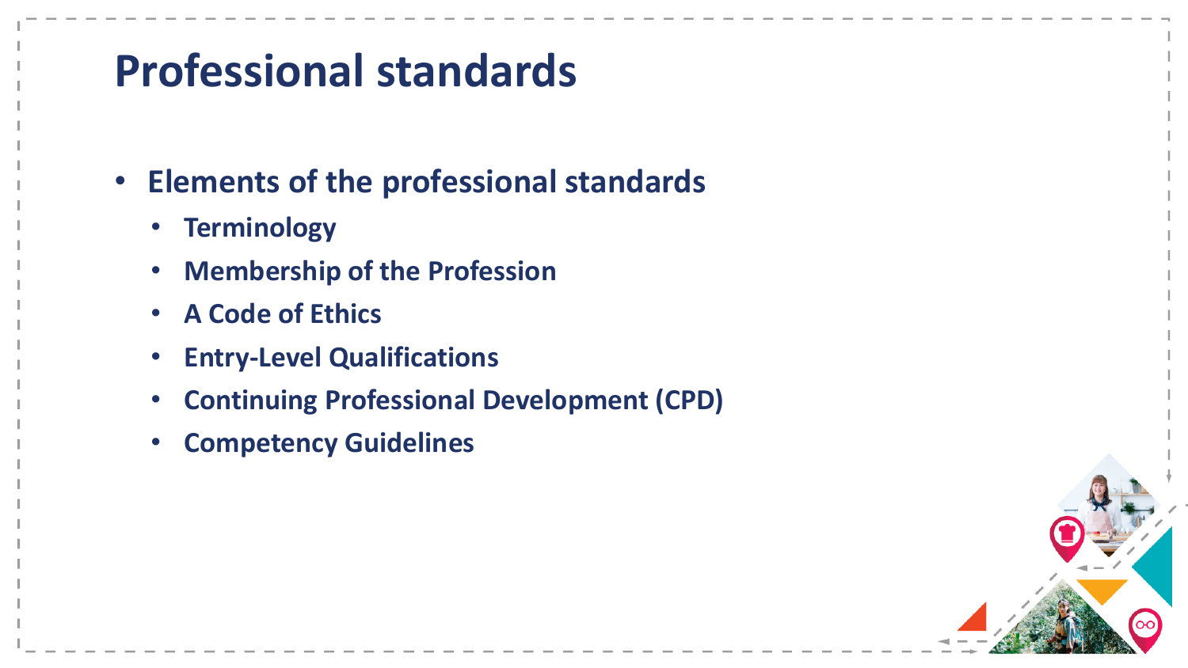# Professional standards

- Elements of the professional standards
  - Terminology
  - Membership of the Profession
  - A Code of Ethics
  - Entry-Level Qualifications
  - Continuing Professional Development (CPD)
  - Competency Guidelines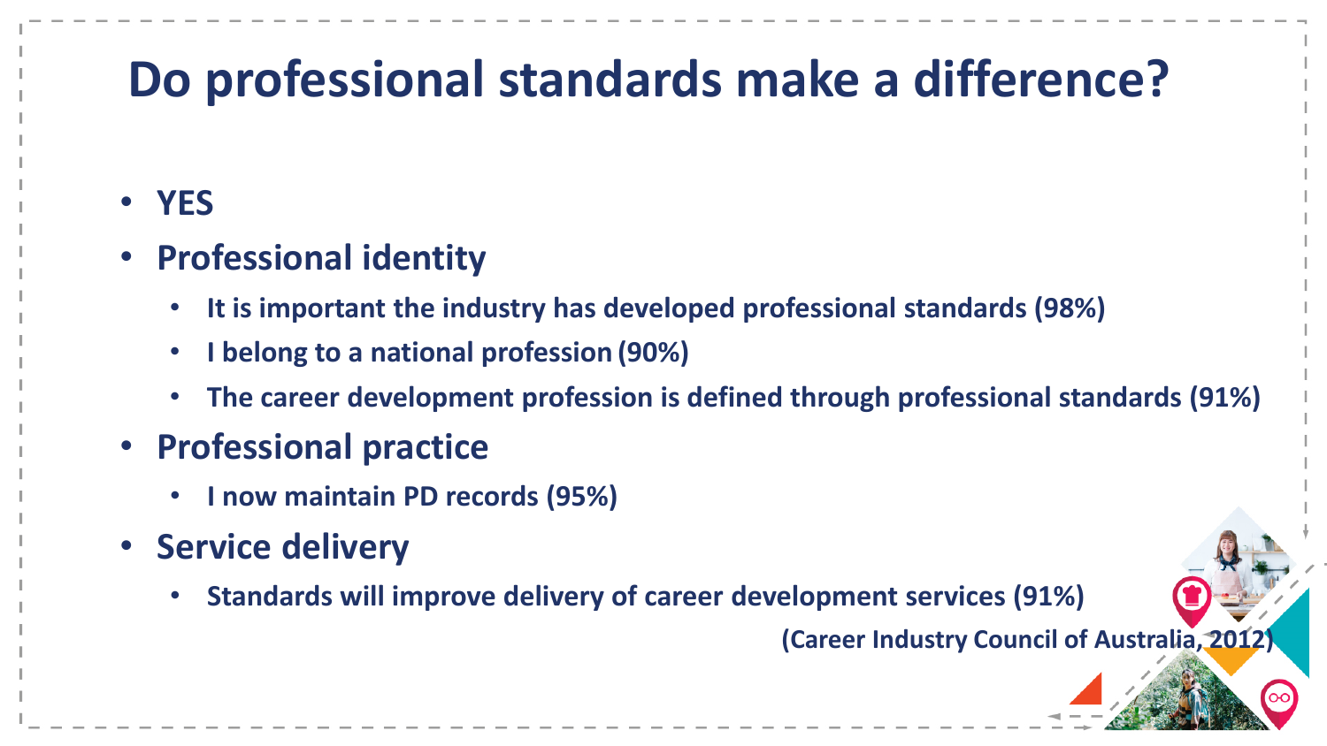# Do professional standards make a difference?

- YES
- Professional identity
  - It is important the industry has developed professional standards (98%)
  - I belong to a national profession (90%)
  - The career development profession is defined through professional standards (91%)
- Professional practice
  - I now maintain PD records (95%)
- Service delivery
  - Standards will improve delivery of career development services (91%)

(Career Industry Council of Australia, 2012)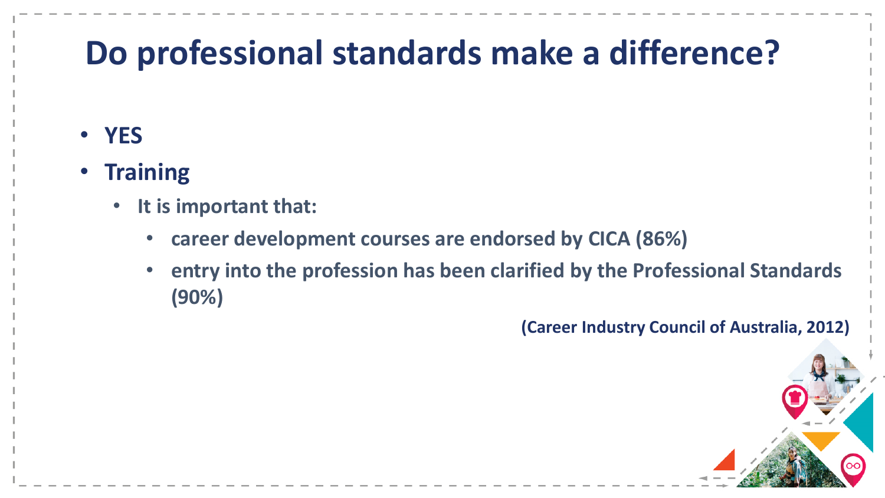# Do professional standards make a difference?

- **YES**
- **Training**
  - **It is important that:**
    - **career development courses are endorsed by CICA (86%)**
    - **entry into the profession has been clarified by the Professional Standards (90%)**

**(Career Industry Council of Australia, 2012)**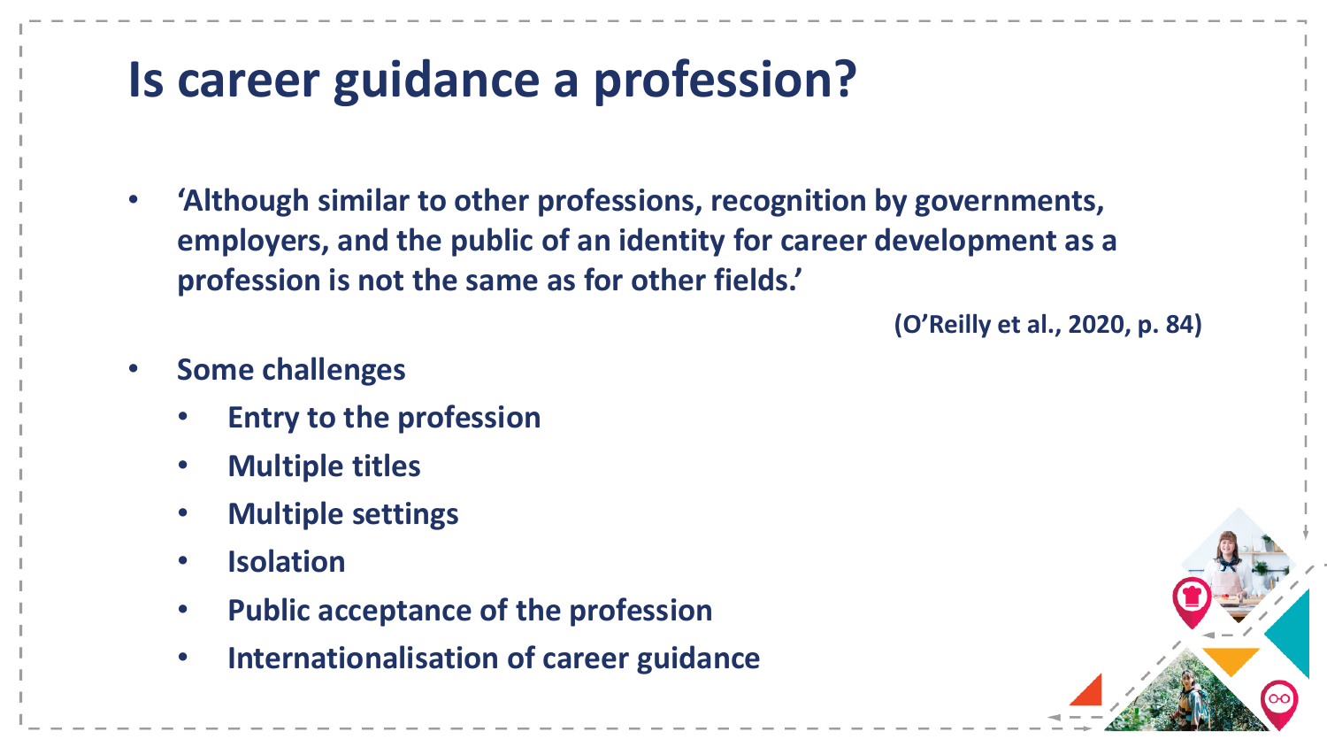# Is career guidance a profession?

- **'Although similar to other professions, recognition by governments, employers, and the public of an identity for career development as a profession is not the same as for other fields.'**

  **(O'Reilly et al., 2020, p. 84)**

- **Some challenges**
  - **Entry to the profession**
  - **Multiple titles**
  - **Multiple settings**
  - **Isolation**
  - **Public acceptance of the profession**
  - **Internationalisation of career guidance**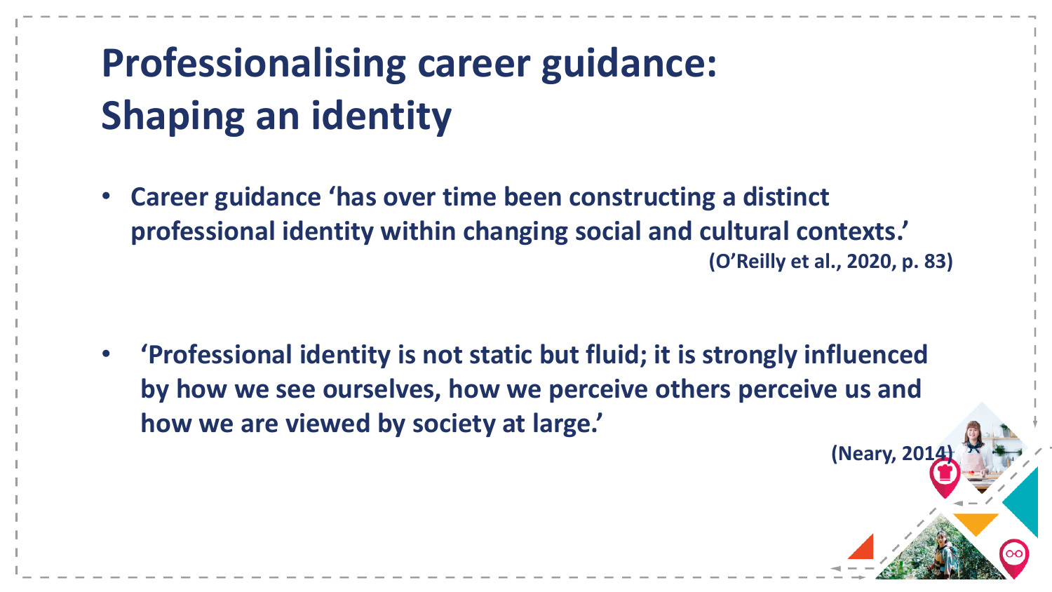# Professionalising career guidance: Shaping an identity

- **Career guidance 'has over time been constructing a distinct professional identity within changing social and cultural contexts.'**
  **(O'Reilly et al., 2020, p. 83)**

- **'Professional identity is not static but fluid; it is strongly influenced by how we see ourselves, how we perceive others perceive us and how we are viewed by society at large.'**
  **(Neary, 2014)**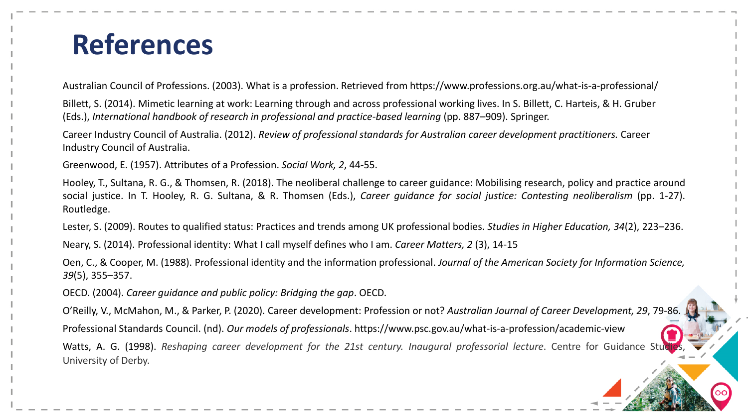# References

Australian Council of Professions. (2003). What is a profession. Retrieved from https://www.professions.org.au/what-is-a-professional/

Billett, S. (2014). Mimetic learning at work: Learning through and across professional working lives. In S. Billett, C. Harteis, & H. Gruber (Eds.), *International handbook of research in professional and practice-based learning* (pp. 887–909). Springer.

Career Industry Council of Australia. (2012). *Review of professional standards for Australian career development practitioners.* Career Industry Council of Australia.

Greenwood, E. (1957). Attributes of a Profession. *Social Work, 2*, 44-55.

Hooley, T., Sultana, R. G., & Thomsen, R. (2018). The neoliberal challenge to career guidance: Mobilising research, policy and practice around social justice. In T. Hooley, R. G. Sultana, & R. Thomsen (Eds.), *Career guidance for social justice: Contesting neoliberalism* (pp. 1-27). Routledge.

Lester, S. (2009). Routes to qualified status: Practices and trends among UK professional bodies. *Studies in Higher Education, 34*(2), 223–236.

Neary, S. (2014). Professional identity: What I call myself defines who I am. *Career Matters, 2* (3), 14-15

Oen, C., & Cooper, M. (1988). Professional identity and the information professional. *Journal of the American Society for Information Science, 39*(5), 355–357.

OECD. (2004). *Career guidance and public policy: Bridging the gap*. OECD.

O'Reilly, V., McMahon, M., & Parker, P. (2020). Career development: Profession or not? *Australian Journal of Career Development, 29*, 79-86.

Professional Standards Council. (nd). *Our models of professionals*. https://www.psc.gov.au/what-is-a-profession/academic-view

Watts, A. G. (1998). *Reshaping career development for the 21st century. Inaugural professorial lecture*. Centre for Guidance Studies, University of Derby.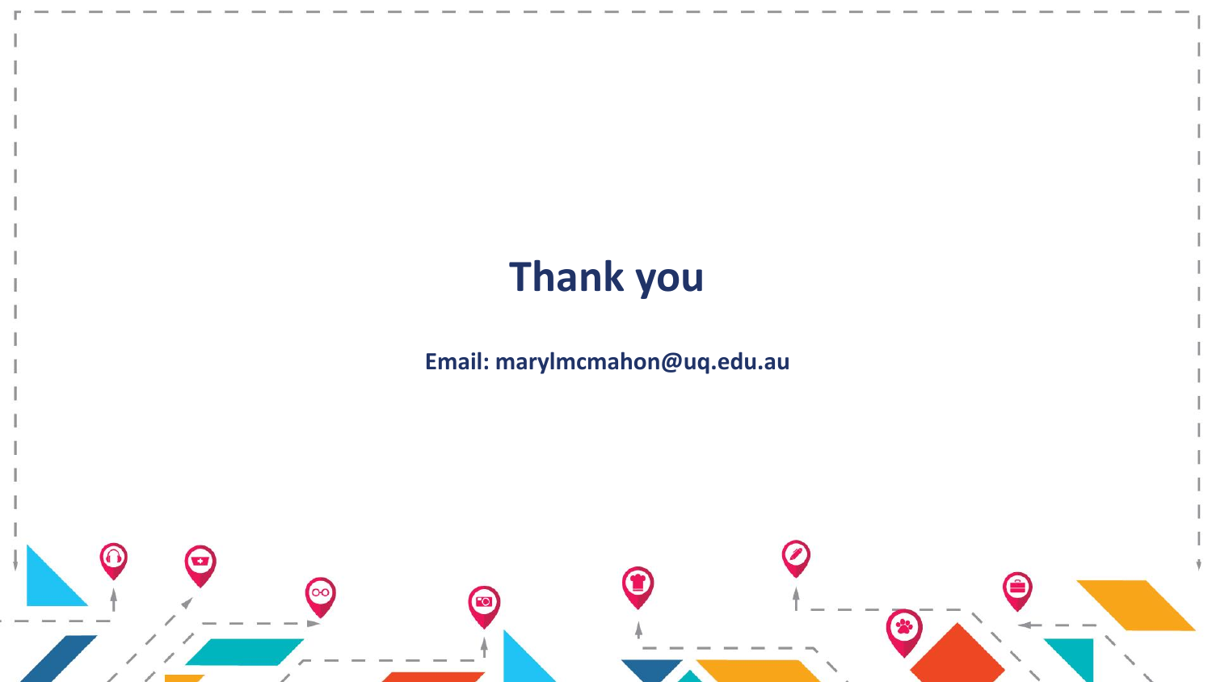# Thank you

**Email: marylmcmahon@uq.edu.au**